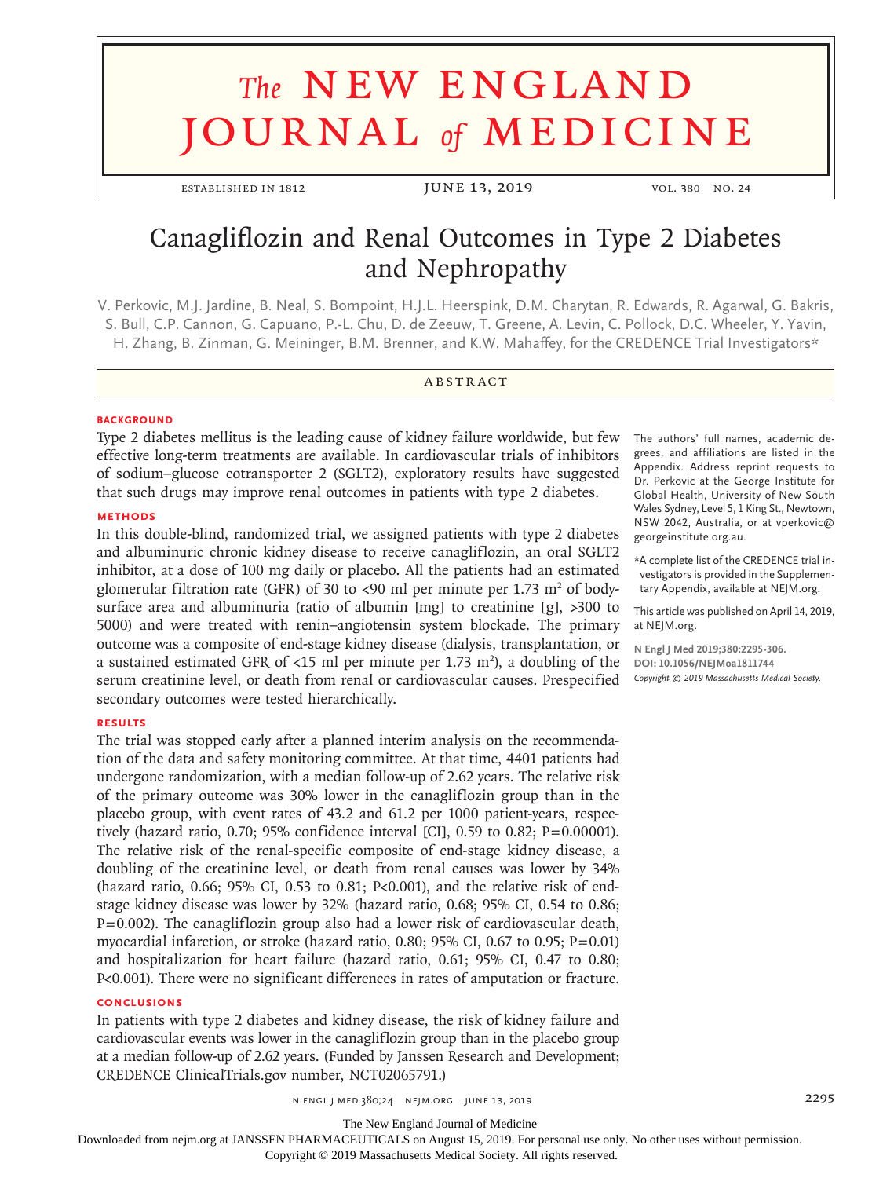# The NEW ENGLAND JOURNAL of MEDICINE

ESTABLISHED IN 1812 — JUNE 13, 2019 — VOL. 380 NO. 24

## Canagliflozin and Renal Outcomes in Type 2 Diabetes and Nephropathy

V. Perkovic, M.J. Jardine, B. Neal, S. Bompoint, H.J.L. Heerspink, D.M. Charytan, R. Edwards, R. Agarwal, G. Bakris, S. Bull, C.P. Cannon, G. Capuano, P.-L. Chu, D. de Zeeuw, T. Greene, A. Levin, C. Pollock, D.C. Wheeler, Y. Yavin, H. Zhang, B. Zinman, G. Meininger, B.M. Brenner, and K.W. Mahaffey, for the CREDENCE Trial Investigators*

### ABSTRACT

**BACKGROUND**

Type 2 diabetes mellitus is the leading cause of kidney failure worldwide, but few effective long-term treatments are available. In cardiovascular trials of inhibitors of sodium–glucose cotransporter 2 (SGLT2), exploratory results have suggested that such drugs may improve renal outcomes in patients with type 2 diabetes.

**METHODS**

In this double-blind, randomized trial, we assigned patients with type 2 diabetes and albuminuric chronic kidney disease to receive canagliflozin, an oral SGLT2 inhibitor, at a dose of 100 mg daily or placebo. All the patients had an estimated glomerular filtration rate (GFR) of 30 to <90 ml per minute per 1.73 $m^2$ of body-surface area and albuminuria (ratio of albumin [mg] to creatinine [g], >300 to 5000) and were treated with renin–angiotensin system blockade. The primary outcome was a composite of end-stage kidney disease (dialysis, transplantation, or a sustained estimated GFR of <15 ml per minute per 1.73 $m^2$), a doubling of the serum creatinine level, or death from renal or cardiovascular causes. Prespecified secondary outcomes were tested hierarchically.

**RESULTS**

The trial was stopped early after a planned interim analysis on the recommendation of the data and safety monitoring committee. At that time, 4401 patients had undergone randomization, with a median follow-up of 2.62 years. The relative risk of the primary outcome was 30% lower in the canagliflozin group than in the placebo group, with event rates of 43.2 and 61.2 per 1000 patient-years, respectively (hazard ratio, 0.70; 95% confidence interval [CI], 0.59 to 0.82; P=0.00001). The relative risk of the renal-specific composite of end-stage kidney disease, a doubling of the creatinine level, or death from renal causes was lower by 34% (hazard ratio, 0.66; 95% CI, 0.53 to 0.81; P<0.001), and the relative risk of end-stage kidney disease was lower by 32% (hazard ratio, 0.68; 95% CI, 0.54 to 0.86; P=0.002). The canagliflozin group also had a lower risk of cardiovascular death, myocardial infarction, or stroke (hazard ratio, 0.80; 95% CI, 0.67 to 0.95; P=0.01) and hospitalization for heart failure (hazard ratio, 0.61; 95% CI, 0.47 to 0.80; P<0.001). There were no significant differences in rates of amputation or fracture.

**CONCLUSIONS**

In patients with type 2 diabetes and kidney disease, the risk of kidney failure and cardiovascular events was lower in the canagliflozin group than in the placebo group at a median follow-up of 2.62 years. (Funded by Janssen Research and Development; CREDENCE ClinicalTrials.gov number, NCT02065791.)

The authors' full names, academic degrees, and affiliations are listed in the Appendix. Address reprint requests to Dr. Perkovic at the George Institute for Global Health, University of New South Wales Sydney, Level 5, 1 King St., Newtown, NSW 2042, Australia, or at vperkovic@georgeinstitute.org.au.

*A complete list of the CREDENCE trial investigators is provided in the Supplementary Appendix, available at NEJM.org.

This article was published on April 14, 2019, at NEJM.org.

**N Engl J Med 2019;380:2295-306.**
**DOI: 10.1056/NEJMoa1811744**
*Copyright © 2019 Massachusetts Medical Society.*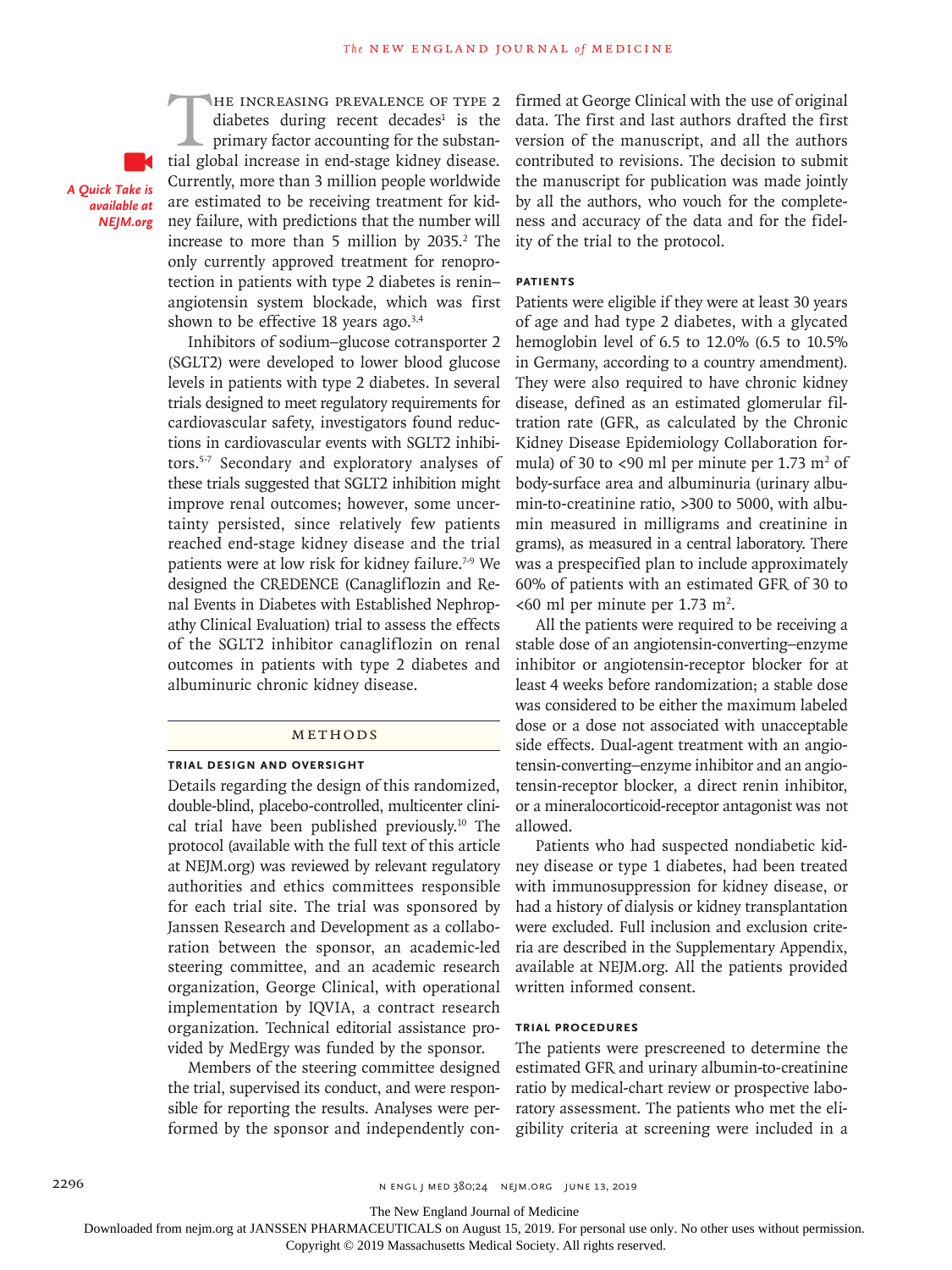The increasing prevalence of type 2 diabetes during recent decades[1] is the primary factor accounting for the substantial global increase in end-stage kidney disease. Currently, more than 3 million people worldwide are estimated to be receiving treatment for kidney failure, with predictions that the number will increase to more than 5 million by 2035.[2] The only currently approved treatment for renoprotection in patients with type 2 diabetes is renin–angiotensin system blockade, which was first shown to be effective 18 years ago.[3,4]

*A Quick Take is available at NEJM.org*

Inhibitors of sodium–glucose cotransporter 2 (SGLT2) were developed to lower blood glucose levels in patients with type 2 diabetes. In several trials designed to meet regulatory requirements for cardiovascular safety, investigators found reductions in cardiovascular events with SGLT2 inhibitors.[5-7] Secondary and exploratory analyses of these trials suggested that SGLT2 inhibition might improve renal outcomes; however, some uncertainty persisted, since relatively few patients reached end-stage kidney disease and the trial patients were at low risk for kidney failure.[7-9] We designed the CREDENCE (Canagliflozin and Renal Events in Diabetes with Established Nephropathy Clinical Evaluation) trial to assess the effects of the SGLT2 inhibitor canagliflozin on renal outcomes in patients with type 2 diabetes and albuminuric chronic kidney disease.

## Methods

### Trial Design and Oversight

Details regarding the design of this randomized, double-blind, placebo-controlled, multicenter clinical trial have been published previously.[10] The protocol (available with the full text of this article at NEJM.org) was reviewed by relevant regulatory authorities and ethics committees responsible for each trial site. The trial was sponsored by Janssen Research and Development as a collaboration between the sponsor, an academic-led steering committee, and an academic research organization, George Clinical, with operational implementation by IQVIA, a contract research organization. Technical editorial assistance provided by MedErgy was funded by the sponsor.

Members of the steering committee designed the trial, supervised its conduct, and were responsible for reporting the results. Analyses were performed by the sponsor and independently confirmed at George Clinical with the use of original data. The first and last authors drafted the first version of the manuscript, and all the authors contributed to revisions. The decision to submit the manuscript for publication was made jointly by all the authors, who vouch for the completeness and accuracy of the data and for the fidelity of the trial to the protocol.

### Patients

Patients were eligible if they were at least 30 years of age and had type 2 diabetes, with a glycated hemoglobin level of 6.5 to 12.0% (6.5 to 10.5% in Germany, according to a country amendment). They were also required to have chronic kidney disease, defined as an estimated glomerular filtration rate (GFR, as calculated by the Chronic Kidney Disease Epidemiology Collaboration formula) of 30 to <90 ml per minute per 1.73 $m^2$ of body-surface area and albuminuria (urinary albumin-to-creatinine ratio, >300 to 5000, with albumin measured in milligrams and creatinine in grams), as measured in a central laboratory. There was a prespecified plan to include approximately 60% of patients with an estimated GFR of 30 to <60 ml per minute per 1.73 $m^2$.

All the patients were required to be receiving a stable dose of an angiotensin-converting–enzyme inhibitor or angiotensin-receptor blocker for at least 4 weeks before randomization; a stable dose was considered to be either the maximum labeled dose or a dose not associated with unacceptable side effects. Dual-agent treatment with an angiotensin-converting–enzyme inhibitor and an angiotensin-receptor blocker, a direct renin inhibitor, or a mineralocorticoid-receptor antagonist was not allowed.

Patients who had suspected nondiabetic kidney disease or type 1 diabetes, had been treated with immunosuppression for kidney disease, or had a history of dialysis or kidney transplantation were excluded. Full inclusion and exclusion criteria are described in the Supplementary Appendix, available at NEJM.org. All the patients provided written informed consent.

### Trial Procedures

The patients were prescreened to determine the estimated GFR and urinary albumin-to-creatinine ratio by medical-chart review or prospective laboratory assessment. The patients who met the eligibility criteria at screening were included in a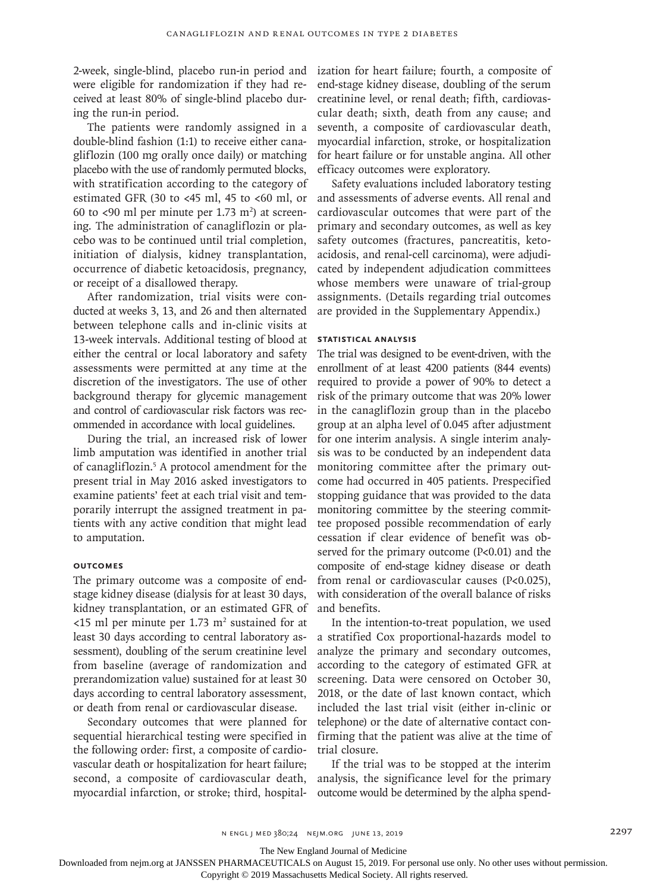2-week, single-blind, placebo run-in period and were eligible for randomization if they had received at least 80% of single-blind placebo during the run-in period.

The patients were randomly assigned in a double-blind fashion (1:1) to receive either canagliflozin (100 mg orally once daily) or matching placebo with the use of randomly permuted blocks, with stratification according to the category of estimated GFR (30 to <45 ml, 45 to <60 ml, or 60 to <90 ml per minute per 1.73 $m^2$) at screening. The administration of canagliflozin or placebo was to be continued until trial completion, initiation of dialysis, kidney transplantation, occurrence of diabetic ketoacidosis, pregnancy, or receipt of a disallowed therapy.

After randomization, trial visits were conducted at weeks 3, 13, and 26 and then alternated between telephone calls and in-clinic visits at 13-week intervals. Additional testing of blood at either the central or local laboratory and safety assessments were permitted at any time at the discretion of the investigators. The use of other background therapy for glycemic management and control of cardiovascular risk factors was recommended in accordance with local guidelines.

During the trial, an increased risk of lower limb amputation was identified in another trial of canagliflozin.[5] A protocol amendment for the present trial in May 2016 asked investigators to examine patients' feet at each trial visit and temporarily interrupt the assigned treatment in patients with any active condition that might lead to amputation.

### Outcomes

The primary outcome was a composite of end-stage kidney disease (dialysis for at least 30 days, kidney transplantation, or an estimated GFR of <15 ml per minute per 1.73 $m^2$ sustained for at least 30 days according to central laboratory assessment), doubling of the serum creatinine level from baseline (average of randomization and prerandomization value) sustained for at least 30 days according to central laboratory assessment, or death from renal or cardiovascular disease.

Secondary outcomes that were planned for sequential hierarchical testing were specified in the following order: first, a composite of cardiovascular death or hospitalization for heart failure; second, a composite of cardiovascular death, myocardial infarction, or stroke; third, hospitalization for heart failure; fourth, a composite of end-stage kidney disease, doubling of the serum creatinine level, or renal death; fifth, cardiovascular death; sixth, death from any cause; and seventh, a composite of cardiovascular death, myocardial infarction, stroke, or hospitalization for heart failure or for unstable angina. All other efficacy outcomes were exploratory.

Safety evaluations included laboratory testing and assessments of adverse events. All renal and cardiovascular outcomes that were part of the primary and secondary outcomes, as well as key safety outcomes (fractures, pancreatitis, ketoacidosis, and renal-cell carcinoma), were adjudicated by independent adjudication committees whose members were unaware of trial-group assignments. (Details regarding trial outcomes are provided in the Supplementary Appendix.)

### Statistical Analysis

The trial was designed to be event-driven, with the enrollment of at least 4200 patients (844 events) required to provide a power of 90% to detect a risk of the primary outcome that was 20% lower in the canagliflozin group than in the placebo group at an alpha level of 0.045 after adjustment for one interim analysis. A single interim analysis was to be conducted by an independent data monitoring committee after the primary outcome had occurred in 405 patients. Prespecified stopping guidance that was provided to the data monitoring committee by the steering committee proposed possible recommendation of early cessation if clear evidence of benefit was observed for the primary outcome ($P<0.01$) and the composite of end-stage kidney disease or death from renal or cardiovascular causes ($P<0.025$), with consideration of the overall balance of risks and benefits.

In the intention-to-treat population, we used a stratified Cox proportional-hazards model to analyze the primary and secondary outcomes, according to the category of estimated GFR at screening. Data were censored on October 30, 2018, or the date of last known contact, which included the last trial visit (either in-clinic or telephone) or the date of alternative contact confirming that the patient was alive at the time of trial closure.

If the trial was to be stopped at the interim analysis, the significance level for the primary outcome would be determined by the alpha spend-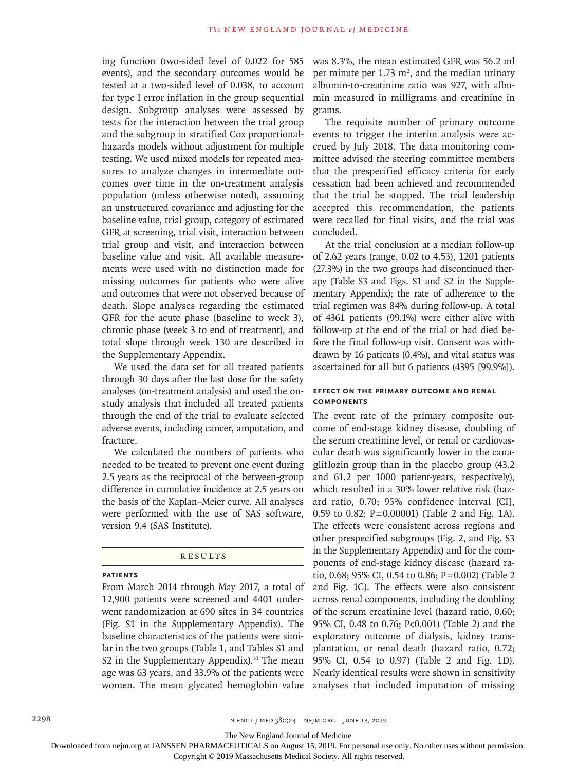ing function (two-sided level of 0.022 for 585 events), and the secondary outcomes would be tested at a two-sided level of 0.038, to account for type I error inflation in the group sequential design. Subgroup analyses were assessed by tests for the interaction between the trial group and the subgroup in stratified Cox proportional-hazards models without adjustment for multiple testing. We used mixed models for repeated measures to analyze changes in intermediate outcomes over time in the on-treatment analysis population (unless otherwise noted), assuming an unstructured covariance and adjusting for the baseline value, trial group, category of estimated GFR at screening, trial visit, interaction between trial group and visit, and interaction between baseline value and visit. All available measurements were used with no distinction made for missing outcomes for patients who were alive and outcomes that were not observed because of death. Slope analyses regarding the estimated GFR for the acute phase (baseline to week 3), chronic phase (week 3 to end of treatment), and total slope through week 130 are described in the Supplementary Appendix.

We used the data set for all treated patients through 30 days after the last dose for the safety analyses (on-treatment analysis) and used the on-study analysis that included all treated patients through the end of the trial to evaluate selected adverse events, including cancer, amputation, and fracture.

We calculated the numbers of patients who needed to be treated to prevent one event during 2.5 years as the reciprocal of the between-group difference in cumulative incidence at 2.5 years on the basis of the Kaplan–Meier curve. All analyses were performed with the use of SAS software, version 9.4 (SAS Institute).

## RESULTS

### PATIENTS

From March 2014 through May 2017, a total of 12,900 patients were screened and 4401 underwent randomization at 690 sites in 34 countries (Fig. S1 in the Supplementary Appendix). The baseline characteristics of the patients were similar in the two groups (Table 1, and Tables S1 and S2 in the Supplementary Appendix).[10] The mean age was 63 years, and 33.9% of the patients were women. The mean glycated hemoglobin value was 8.3%, the mean estimated GFR was 56.2 ml per minute per 1.73 m$^2$, and the median urinary albumin-to-creatinine ratio was 927, with albumin measured in milligrams and creatinine in grams.

The requisite number of primary outcome events to trigger the interim analysis were accrued by July 2018. The data monitoring committee advised the steering committee members that the prespecified efficacy criteria for early cessation had been achieved and recommended that the trial be stopped. The trial leadership accepted this recommendation, the patients were recalled for final visits, and the trial was concluded.

At the trial conclusion at a median follow-up of 2.62 years (range, 0.02 to 4.53), 1201 patients (27.3%) in the two groups had discontinued therapy (Table S3 and Figs. S1 and S2 in the Supplementary Appendix); the rate of adherence to the trial regimen was 84% during follow-up. A total of 4361 patients (99.1%) were either alive with follow-up at the end of the trial or had died before the final follow-up visit. Consent was withdrawn by 16 patients (0.4%), and vital status was ascertained for all but 6 patients (4395 [99.9%]).

### EFFECT ON THE PRIMARY OUTCOME AND RENAL COMPONENTS

The event rate of the primary composite outcome of end-stage kidney disease, doubling of the serum creatinine level, or renal or cardiovascular death was significantly lower in the canagliflozin group than in the placebo group (43.2 and 61.2 per 1000 patient-years, respectively), which resulted in a 30% lower relative risk (hazard ratio, 0.70; 95% confidence interval [CI], 0.59 to 0.82; P=0.00001) (Table 2 and Fig. 1A). The effects were consistent across regions and other prespecified subgroups (Fig. 2, and Fig. S3 in the Supplementary Appendix) and for the components of end-stage kidney disease (hazard ratio, 0.68; 95% CI, 0.54 to 0.86; P=0.002) (Table 2 and Fig. 1C). The effects were also consistent across renal components, including the doubling of the serum creatinine level (hazard ratio, 0.60; 95% CI, 0.48 to 0.76; P<0.001) (Table 2) and the exploratory outcome of dialysis, kidney transplantation, or renal death (hazard ratio, 0.72; 95% CI, 0.54 to 0.97) (Table 2 and Fig. 1D). Nearly identical results were shown in sensitivity analyses that included imputation of missing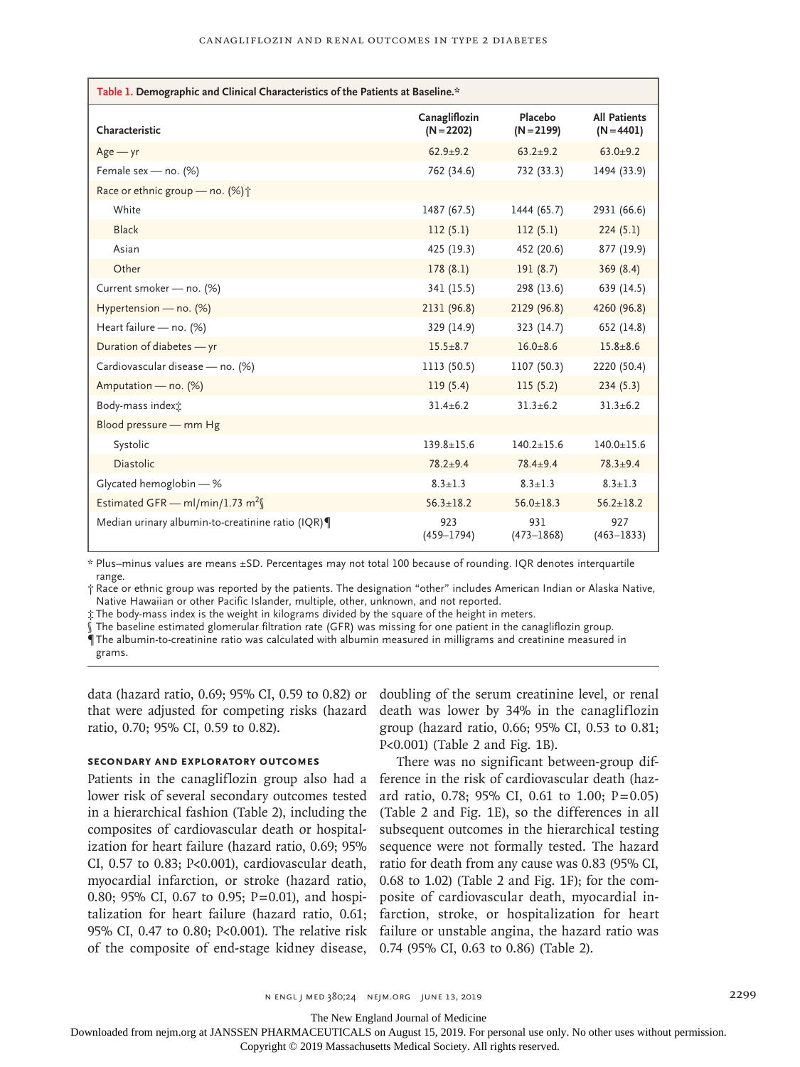**Table 1. Demographic and Clinical Characteristics of the Patients at Baseline.***

| Characteristic | Canagliflozin (N=2202) | Placebo (N=2199) | All Patients (N=4401) |
|---|---|---|---|
| Age — yr | 62.9±9.2 | 63.2±9.2 | 63.0±9.2 |
| Female sex — no. (%) | 762 (34.6) | 732 (33.3) | 1494 (33.9) |
| Race or ethnic group — no. (%)† | | | |
| White | 1487 (67.5) | 1444 (65.7) | 2931 (66.6) |
| Black | 112 (5.1) | 112 (5.1) | 224 (5.1) |
| Asian | 425 (19.3) | 452 (20.6) | 877 (19.9) |
| Other | 178 (8.1) | 191 (8.7) | 369 (8.4) |
| Current smoker — no. (%) | 341 (15.5) | 298 (13.6) | 639 (14.5) |
| Hypertension — no. (%) | 2131 (96.8) | 2129 (96.8) | 4260 (96.8) |
| Heart failure — no. (%) | 329 (14.9) | 323 (14.7) | 652 (14.8) |
| Duration of diabetes — yr | 15.5±8.7 | 16.0±8.6 | 15.8±8.6 |
| Cardiovascular disease — no. (%) | 1113 (50.5) | 1107 (50.3) | 2220 (50.4) |
| Amputation — no. (%) | 119 (5.4) | 115 (5.2) | 234 (5.3) |
| Body-mass index‡ | 31.4±6.2 | 31.3±6.2 | 31.3±6.2 |
| Blood pressure — mm Hg | | | |
| Systolic | 139.8±15.6 | 140.2±15.6 | 140.0±15.6 |
| Diastolic | 78.2±9.4 | 78.4±9.4 | 78.3±9.4 |
| Glycated hemoglobin — % | 8.3±1.3 | 8.3±1.3 | 8.3±1.3 |
| Estimated GFR — ml/min/1.73 $m^2$§ | 56.3±18.2 | 56.0±18.3 | 56.2±18.2 |
| Median urinary albumin-to-creatinine ratio (IQR)¶ | 923 (459–1794) | 931 (473–1868) | 927 (463–1833) |

\* Plus–minus values are means ±SD. Percentages may not total 100 because of rounding. IQR denotes interquartile range.

† Race or ethnic group was reported by the patients. The designation "other" includes American Indian or Alaska Native, Native Hawaiian or other Pacific Islander, multiple, other, unknown, and not reported.

‡ The body-mass index is the weight in kilograms divided by the square of the height in meters.

§ The baseline estimated glomerular filtration rate (GFR) was missing for one patient in the canagliflozin group.

¶ The albumin-to-creatinine ratio was calculated with albumin measured in milligrams and creatinine measured in grams.

data (hazard ratio, 0.69; 95% CI, 0.59 to 0.82) or that were adjusted for competing risks (hazard ratio, 0.70; 95% CI, 0.59 to 0.82).

### Secondary and Exploratory Outcomes

Patients in the canagliflozin group also had a lower risk of several secondary outcomes tested in a hierarchical fashion (Table 2), including the composites of cardiovascular death or hospitalization for heart failure (hazard ratio, 0.69; 95% CI, 0.57 to 0.83; P<0.001), cardiovascular death, myocardial infarction, or stroke (hazard ratio, 0.80; 95% CI, 0.67 to 0.95; P=0.01), and hospitalization for heart failure (hazard ratio, 0.61; 95% CI, 0.47 to 0.80; P<0.001). The relative risk of the composite of end-stage kidney disease, doubling of the serum creatinine level, or renal death was lower by 34% in the canagliflozin group (hazard ratio, 0.66; 95% CI, 0.53 to 0.81; P<0.001) (Table 2 and Fig. 1B).

There was no significant between-group difference in the risk of cardiovascular death (hazard ratio, 0.78; 95% CI, 0.61 to 1.00; P=0.05) (Table 2 and Fig. 1E), so the differences in all subsequent outcomes in the hierarchical testing sequence were not formally tested. The hazard ratio for death from any cause was 0.83 (95% CI, 0.68 to 1.02) (Table 2 and Fig. 1F); for the composite of cardiovascular death, myocardial infarction, stroke, or hospitalization for heart failure or unstable angina, the hazard ratio was 0.74 (95% CI, 0.63 to 0.86) (Table 2).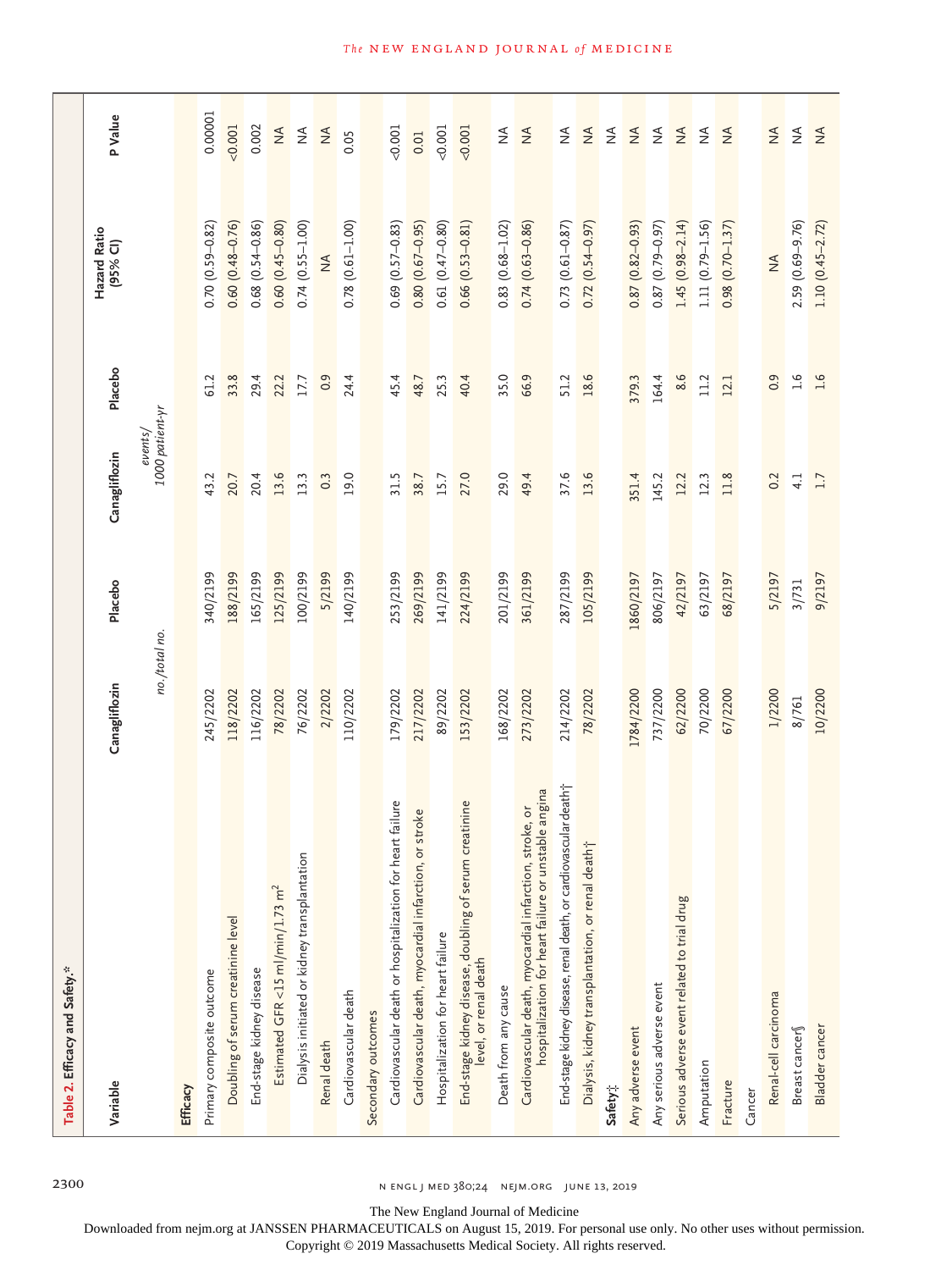**Table 2. Efficacy and Safety.***

| Variable | Canagliflozin | Placebo | Canagliflozin | Placebo | Hazard Ratio (95% CI) | P Value |
|---|---|---|---|---|---|---|
| | no./total no. | | events/1000 patient-yr | | | |
| **Efficacy** | | | | | | |
| Primary composite outcome | 245/2202 | 340/2199 | 43.2 | 61.2 | 0.70 (0.59–0.82) | 0.00001 |
| Doubling of serum creatinine level | 118/2202 | 188/2199 | 20.7 | 33.8 | 0.60 (0.48–0.76) | <0.001 |
| End-stage kidney disease | 116/2202 | 165/2199 | 20.4 | 29.4 | 0.68 (0.54–0.86) | 0.002 |
| Estimated GFR <15 ml/min/1.73 $m^2$ | 78/2202 | 125/2199 | 13.6 | 22.2 | 0.60 (0.45–0.80) | NA |
| Dialysis initiated or kidney transplantation | 76/2202 | 100/2199 | 13.3 | 17.7 | 0.74 (0.55–1.00) | NA |
| Renal death | 2/2202 | 5/2199 | 0.3 | 0.9 | NA | NA |
| Cardiovascular death | 110/2202 | 140/2199 | 19.0 | 24.4 | 0.78 (0.61–1.00) | 0.05 |
| Secondary outcomes | | | | | | |
| Cardiovascular death or hospitalization for heart failure | 179/2202 | 253/2199 | 31.5 | 45.4 | 0.69 (0.57–0.83) | <0.001 |
| Cardiovascular death, myocardial infarction, or stroke | 217/2202 | 269/2199 | 38.7 | 48.7 | 0.80 (0.67–0.95) | 0.01 |
| Hospitalization for heart failure | 89/2202 | 141/2199 | 15.7 | 25.3 | 0.61 (0.47–0.80) | <0.001 |
| End-stage kidney disease, doubling of serum creatinine level, or renal death | 153/2202 | 224/2199 | 27.0 | 40.4 | 0.66 (0.53–0.81) | <0.001 |
| Death from any cause | 168/2202 | 201/2199 | 29.0 | 35.0 | 0.83 (0.68–1.02) | NA |
| Cardiovascular death, myocardial infarction, stroke, or hospitalization for heart failure or unstable angina | 273/2202 | 361/2199 | 49.4 | 66.9 | 0.74 (0.63–0.86) | NA |
| End-stage kidney disease, renal death, or cardiovascular death† | 214/2202 | 287/2199 | 37.6 | 51.2 | 0.73 (0.61–0.87) | NA |
| Dialysis, kidney transplantation, or renal death† | 78/2202 | 105/2199 | 13.6 | 18.6 | 0.72 (0.54–0.97) | NA |
| **Safety**‡ | | | | | | NA |
| Any adverse event | 1784/2200 | 1860/2197 | 351.4 | 379.3 | 0.87 (0.82–0.93) | NA |
| Any serious adverse event | 737/2200 | 806/2197 | 145.2 | 164.4 | 0.87 (0.79–0.97) | NA |
| Serious adverse event related to trial drug | 62/2200 | 42/2197 | 12.2 | 8.6 | 1.45 (0.98–2.14) | NA |
| Amputation | 70/2200 | 63/2197 | 12.3 | 11.2 | 1.11 (0.79–1.56) | NA |
| Fracture | 67/2200 | 68/2197 | 11.8 | 12.1 | 0.98 (0.70–1.37) | NA |
| Cancer | | | | | | |
| Renal-cell carcinoma | 1/2200 | 5/2197 | 0.2 | 0.9 | NA | NA |
| Breast cancer§ | 8/761 | 3/731 | 4.1 | 1.6 | 2.59 (0.69–9.76) | NA |
| Bladder cancer | 10/2200 | 9/2197 | 1.7 | 1.6 | 1.10 (0.45–2.72) | NA |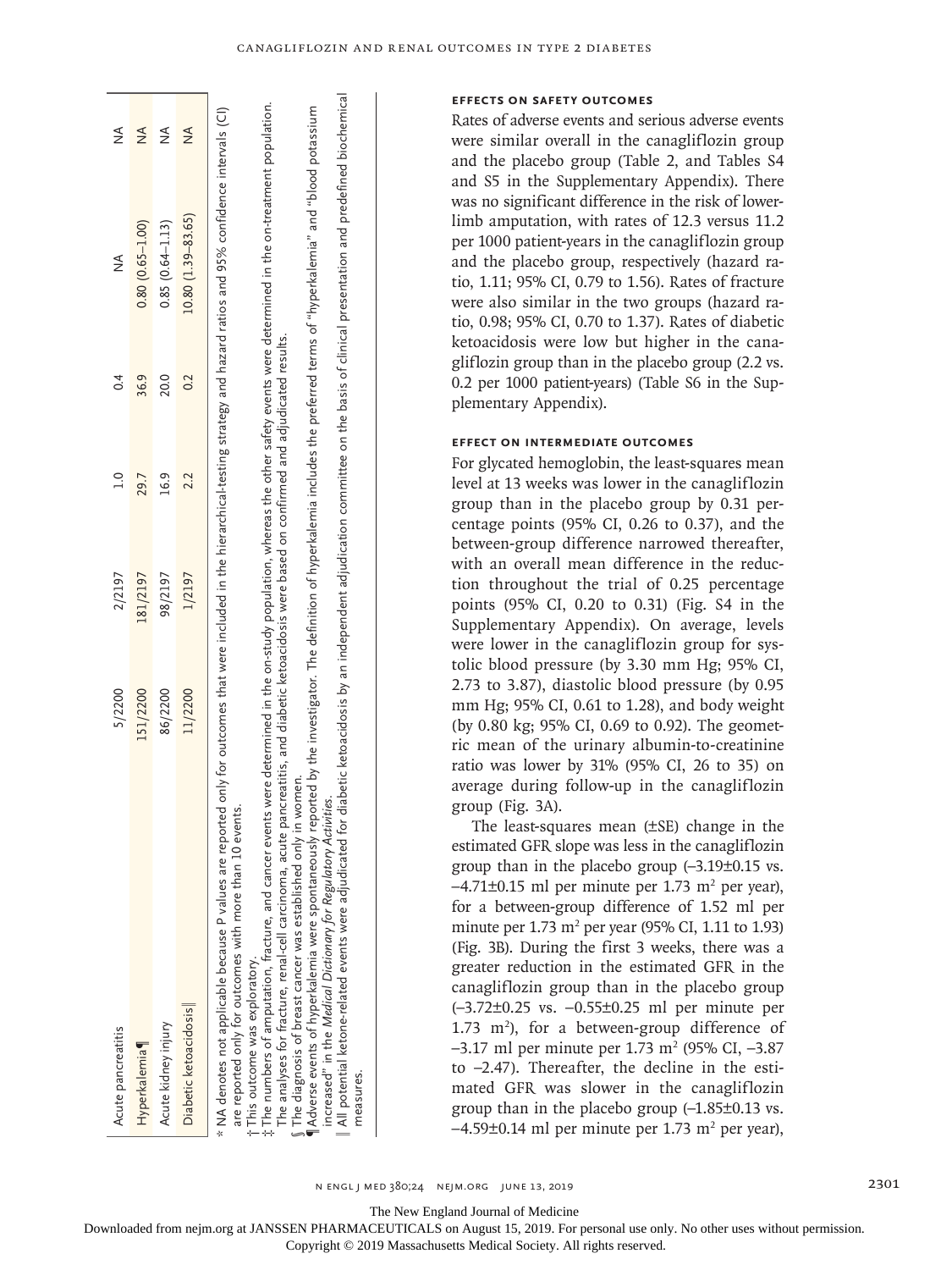| | | | | | | |
|---|---|---|---|---|---|---|
| Acute pancreatitis | 5/2200 | 2/2197 | 1.0 | 0.4 | NA | NA |
| Hyperkalemia¶ | 151/2200 | 181/2197 | 29.7 | 36.9 | 0.80 (0.65–1.00) | NA |
| Acute kidney injury | 86/2200 | 98/2197 | 16.9 | 20.0 | 0.85 (0.64–1.13) | NA |
| Diabetic ketoacidosis‖ | 11/2200 | 1/2197 | 2.2 | 0.2 | 10.80 (1.39–83.65) | NA |

\* NA denotes not applicable because P values are reported only for outcomes that were included in the hierarchical-testing strategy and hazard ratios and 95% confidence intervals (CI) are reported only for outcomes with more than 10 events.

† This outcome was exploratory.

‡ The numbers of amputation, fracture, and cancer events were determined in the on-study population, whereas the other safety events were determined in the on-treatment population. The analyses for fracture, renal-cell carcinoma, acute pancreatitis, and diabetic ketoacidosis were based on confirmed and adjudicated results.

§ The diagnosis of breast cancer was established only in women.

¶ Adverse events of hyperkalemia were spontaneously reported by the investigator. The definition of hyperkalemia includes the preferred terms of "hyperkalemia" and "blood potassium increased" in the *Medical Dictionary for Regulatory Activities*.

‖ All potential ketone-related events were adjudicated for diabetic ketoacidosis by an independent adjudication committee on the basis of clinical presentation and predefined biochemical measures.

### EFFECTS ON SAFETY OUTCOMES

Rates of adverse events and serious adverse events were similar overall in the canagliflozin group and the placebo group (Table 2, and Tables S4 and S5 in the Supplementary Appendix). There was no significant difference in the risk of lower-limb amputation, with rates of 12.3 versus 11.2 per 1000 patient-years in the canagliflozin group and the placebo group, respectively (hazard ratio, 1.11; 95% CI, 0.79 to 1.56). Rates of fracture were also similar in the two groups (hazard ratio, 0.98; 95% CI, 0.70 to 1.37). Rates of diabetic ketoacidosis were low but higher in the canagliflozin group than in the placebo group (2.2 vs. 0.2 per 1000 patient-years) (Table S6 in the Supplementary Appendix).

### EFFECT ON INTERMEDIATE OUTCOMES

For glycated hemoglobin, the least-squares mean level at 13 weeks was lower in the canagliflozin group than in the placebo group by 0.31 percentage points (95% CI, 0.26 to 0.37), and the between-group difference narrowed thereafter, with an overall mean difference in the reduction throughout the trial of 0.25 percentage points (95% CI, 0.20 to 0.31) (Fig. S4 in the Supplementary Appendix). On average, levels were lower in the canagliflozin group for systolic blood pressure (by 3.30 mm Hg; 95% CI, 2.73 to 3.87), diastolic blood pressure (by 0.95 mm Hg; 95% CI, 0.61 to 1.28), and body weight (by 0.80 kg; 95% CI, 0.69 to 0.92). The geometric mean of the urinary albumin-to-creatinine ratio was lower by 31% (95% CI, 26 to 35) on average during follow-up in the canagliflozin group (Fig. 3A).

The least-squares mean (±SE) change in the estimated GFR slope was less in the canagliflozin group than in the placebo group (−3.19±0.15 vs. −4.71±0.15 ml per minute per 1.73 $m^2$ per year), for a between-group difference of 1.52 ml per minute per 1.73 $m^2$ per year (95% CI, 1.11 to 1.93) (Fig. 3B). During the first 3 weeks, there was a greater reduction in the estimated GFR in the canagliflozin group than in the placebo group (−3.72±0.25 vs. −0.55±0.25 ml per minute per 1.73 $m^2$), for a between-group difference of −3.17 ml per minute per 1.73 $m^2$ (95% CI, −3.87 to −2.47). Thereafter, the decline in the estimated GFR was slower in the canagliflozin group than in the placebo group (−1.85±0.13 vs. −4.59±0.14 ml per minute per 1.73 $m^2$ per year),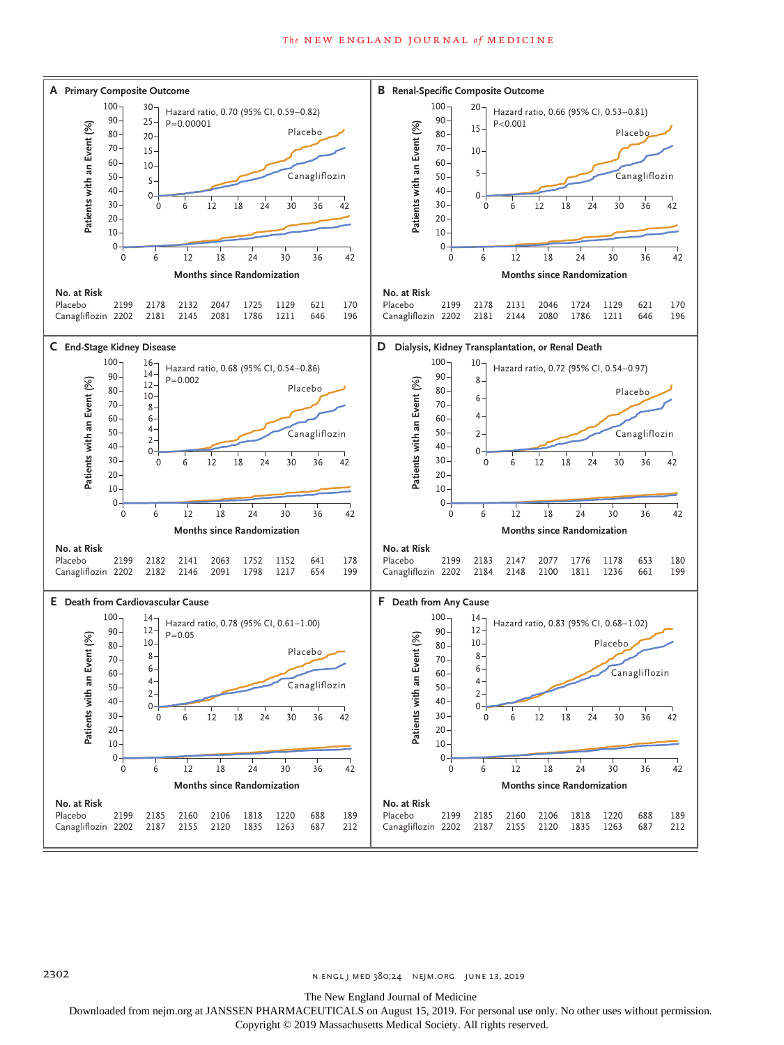**A Primary Composite Outcome**

Hazard ratio, 0.70 (95% CI, 0.59–0.82)
P=0.00001

No. at Risk

| | 0 | 6 | 12 | 18 | 24 | 30 | 36 | 42 |
|---|---|---|---|---|---|---|---|---|
| Placebo | 2199 | 2178 | 2132 | 2047 | 1725 | 1129 | 621 | 170 |
| Canagliflozin | 2202 | 2181 | 2145 | 2081 | 1786 | 1211 | 646 | 196 |

**B Renal-Specific Composite Outcome**

Hazard ratio, 0.66 (95% CI, 0.53–0.81)
P<0.001

No. at Risk

| | 0 | 6 | 12 | 18 | 24 | 30 | 36 | 42 |
|---|---|---|---|---|---|---|---|---|
| Placebo | 2199 | 2178 | 2131 | 2046 | 1724 | 1129 | 621 | 170 |
| Canagliflozin | 2202 | 2181 | 2144 | 2080 | 1786 | 1211 | 646 | 196 |

**C End-Stage Kidney Disease**

Hazard ratio, 0.68 (95% CI, 0.54–0.86)
P=0.002

No. at Risk

| | 0 | 6 | 12 | 18 | 24 | 30 | 36 | 42 |
|---|---|---|---|---|---|---|---|---|
| Placebo | 2199 | 2182 | 2141 | 2063 | 1752 | 1152 | 641 | 178 |
| Canagliflozin | 2202 | 2182 | 2146 | 2091 | 1798 | 1217 | 654 | 199 |

**D Dialysis, Kidney Transplantation, or Renal Death**

Hazard ratio, 0.72 (95% CI, 0.54–0.97)

No. at Risk

| | 0 | 6 | 12 | 18 | 24 | 30 | 36 | 42 |
|---|---|---|---|---|---|---|---|---|
| Placebo | 2199 | 2183 | 2147 | 2077 | 1776 | 1178 | 653 | 180 |
| Canagliflozin | 2202 | 2184 | 2148 | 2100 | 1811 | 1236 | 661 | 199 |

**E Death from Cardiovascular Cause**

Hazard ratio, 0.78 (95% CI, 0.61–1.00)
P=0.05

No. at Risk

| | 0 | 6 | 12 | 18 | 24 | 30 | 36 | 42 |
|---|---|---|---|---|---|---|---|---|
| Placebo | 2199 | 2185 | 2160 | 2106 | 1818 | 1220 | 688 | 189 |
| Canagliflozin | 2202 | 2187 | 2155 | 2120 | 1835 | 1263 | 687 | 212 |

**F Death from Any Cause**

Hazard ratio, 0.83 (95% CI, 0.68–1.02)

No. at Risk

| | 0 | 6 | 12 | 18 | 24 | 30 | 36 | 42 |
|---|---|---|---|---|---|---|---|---|
| Placebo | 2199 | 2185 | 2160 | 2106 | 1818 | 1220 | 688 | 189 |
| Canagliflozin | 2202 | 2187 | 2155 | 2120 | 1835 | 1263 | 687 | 212 |

(Y-axis: Patients with an Event (%); X-axis: Months since Randomization)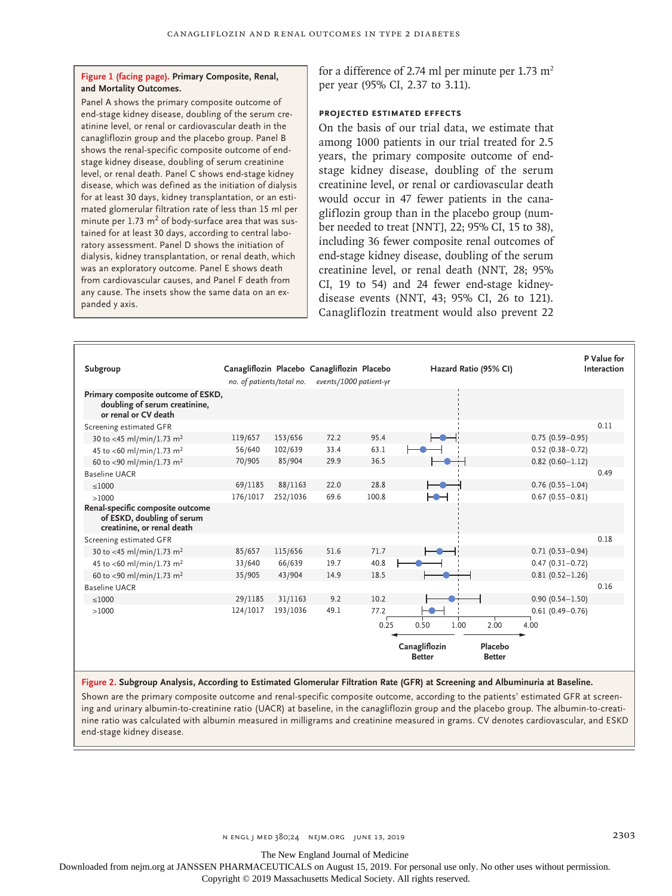**Figure 1 (facing page). Primary Composite, Renal, and Mortality Outcomes.**

Panel A shows the primary composite outcome of end-stage kidney disease, doubling of the serum creatinine level, or renal or cardiovascular death in the canagliflozin group and the placebo group. Panel B shows the renal-specific composite outcome of end-stage kidney disease, doubling of serum creatinine level, or renal death. Panel C shows end-stage kidney disease, which was defined as the initiation of dialysis for at least 30 days, kidney transplantation, or an estimated glomerular filtration rate of less than 15 ml per minute per 1.73 $m^2$ of body-surface area that was sustained for at least 30 days, according to central laboratory assessment. Panel D shows the initiation of dialysis, kidney transplantation, or renal death, which was an exploratory outcome. Panel E shows death from cardiovascular causes, and Panel F death from any cause. The insets show the same data on an expanded y axis.

for a difference of 2.74 ml per minute per 1.73 $m^2$ per year (95% CI, 2.37 to 3.11).

### PROJECTED ESTIMATED EFFECTS

On the basis of our trial data, we estimate that among 1000 patients in our trial treated for 2.5 years, the primary composite outcome of end-stage kidney disease, doubling of the serum creatinine level, or renal or cardiovascular death would occur in 47 fewer patients in the canagliflozin group than in the placebo group (number needed to treat [NNT], 22; 95% CI, 15 to 38), including 36 fewer composite renal outcomes of end-stage kidney disease, doubling of the serum creatinine level, or renal death (NNT, 28; 95% CI, 19 to 54) and 24 fewer end-stage kidney-disease events (NNT, 43; 95% CI, 26 to 121). Canagliflozin treatment would also prevent 22

| Subgroup | Canagliflozin (no. of patients/total no.) | Placebo (no. of patients/total no.) | Canagliflozin (events/1000 patient-yr) | Placebo (events/1000 patient-yr) | Hazard Ratio (95% CI) | P Value for Interaction |
|---|---|---|---|---|---|---|
| **Primary composite outcome of ESKD, doubling of serum creatinine, or renal or CV death** | | | | | | |
| Screening estimated GFR | | | | | | 0.11 |
| 30 to <45 ml/min/1.73 $m^2$ | 119/657 | 153/656 | 72.2 | 95.4 | 0.75 (0.59–0.95) | |
| 45 to <60 ml/min/1.73 $m^2$ | 56/640 | 102/639 | 33.4 | 63.1 | 0.52 (0.38–0.72) | |
| 60 to <90 ml/min/1.73 $m^2$ | 70/905 | 85/904 | 29.9 | 36.5 | 0.82 (0.60–1.12) | |
| Baseline UACR | | | | | | 0.49 |
| ≤1000 | 69/1185 | 88/1163 | 22.0 | 28.8 | 0.76 (0.55–1.04) | |
| >1000 | 176/1017 | 252/1036 | 69.6 | 100.8 | 0.67 (0.55–0.81) | |
| **Renal-specific composite outcome of ESKD, doubling of serum creatinine, or renal death** | | | | | | |
| Screening estimated GFR | | | | | | 0.18 |
| 30 to <45 ml/min/1.73 $m^2$ | 85/657 | 115/656 | 51.6 | 71.7 | 0.71 (0.53–0.94) | |
| 45 to <60 ml/min/1.73 $m^2$ | 33/640 | 66/639 | 19.7 | 40.8 | 0.47 (0.31–0.72) | |
| 60 to <90 ml/min/1.73 $m^2$ | 35/905 | 43/904 | 14.9 | 18.5 | 0.81 (0.52–1.26) | |
| Baseline UACR | | | | | | 0.16 |
| ≤1000 | 29/1185 | 31/1163 | 9.2 | 10.2 | 0.90 (0.54–1.50) | |
| >1000 | 124/1017 | 193/1036 | 49.1 | 77.2 | 0.61 (0.49–0.76) | |

**Figure 2. Subgroup Analysis, According to Estimated Glomerular Filtration Rate (GFR) at Screening and Albuminuria at Baseline.**

Shown are the primary composite outcome and renal-specific composite outcome, according to the patients' estimated GFR at screening and urinary albumin-to-creatinine ratio (UACR) at baseline, in the canagliflozin group and the placebo group. The albumin-to-creatinine ratio was calculated with albumin measured in milligrams and creatinine measured in grams. CV denotes cardiovascular, and ESKD end-stage kidney disease.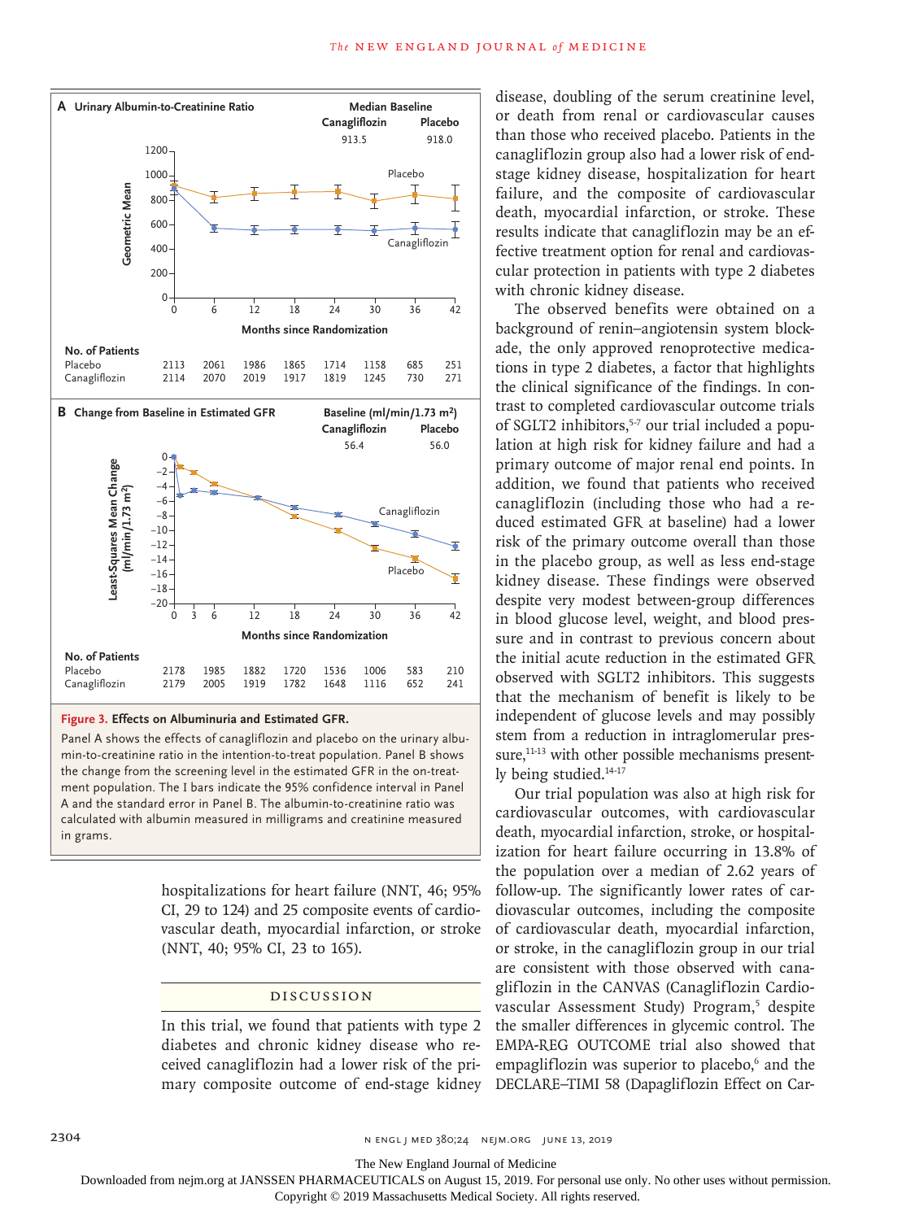Figure 3. Effects on Albuminuria and Estimated GFR.

Panel A shows the effects of canagliflozin and placebo on the urinary albumin-to-creatinine ratio in the intention-to-treat population. Panel B shows the change from the screening level in the estimated GFR in the on-treatment population. The I bars indicate the 95% confidence interval in Panel A and the standard error in Panel B. The albumin-to-creatinine ratio was calculated with albumin measured in milligrams and creatinine measured in grams.

hospitalizations for heart failure (NNT, 46; 95% CI, 29 to 124) and 25 composite events of cardiovascular death, myocardial infarction, or stroke (NNT, 40; 95% CI, 23 to 165).

## DISCUSSION

In this trial, we found that patients with type 2 diabetes and chronic kidney disease who received canagliflozin had a lower risk of the primary composite outcome of end-stage kidney disease, doubling of the serum creatinine level, or death from renal or cardiovascular causes than those who received placebo. Patients in the canagliflozin group also had a lower risk of end-stage kidney disease, hospitalization for heart failure, and the composite of cardiovascular death, myocardial infarction, or stroke. These results indicate that canagliflozin may be an effective treatment option for renal and cardiovascular protection in patients with type 2 diabetes with chronic kidney disease.

The observed benefits were obtained on a background of renin–angiotensin system blockade, the only approved renoprotective medications in type 2 diabetes, a factor that highlights the clinical significance of the findings. In contrast to completed cardiovascular outcome trials of SGLT2 inhibitors,[5-7] our trial included a population at high risk for kidney failure and had a primary outcome of major renal end points. In addition, we found that patients who received canagliflozin (including those who had a reduced estimated GFR at baseline) had a lower risk of the primary outcome overall than those in the placebo group, as well as less end-stage kidney disease. These findings were observed despite very modest between-group differences in blood glucose level, weight, and blood pressure and in contrast to previous concern about the initial acute reduction in the estimated GFR observed with SGLT2 inhibitors. This suggests that the mechanism of benefit is likely to be independent of glucose levels and may possibly stem from a reduction in intraglomerular pressure,[11-13] with other possible mechanisms presently being studied.[14-17]

Our trial population was also at high risk for cardiovascular outcomes, with cardiovascular death, myocardial infarction, stroke, or hospitalization for heart failure occurring in 13.8% of the population over a median of 2.62 years of follow-up. The significantly lower rates of cardiovascular outcomes, including the composite of cardiovascular death, myocardial infarction, or stroke, in the canagliflozin group in our trial are consistent with those observed with canagliflozin in the CANVAS (Canagliflozin Cardiovascular Assessment Study) Program,[5] despite the smaller differences in glycemic control. The EMPA-REG OUTCOME trial also showed that empagliflozin was superior to placebo,[6] and the DECLARE–TIMI 58 (Dapagliflozin Effect on Car-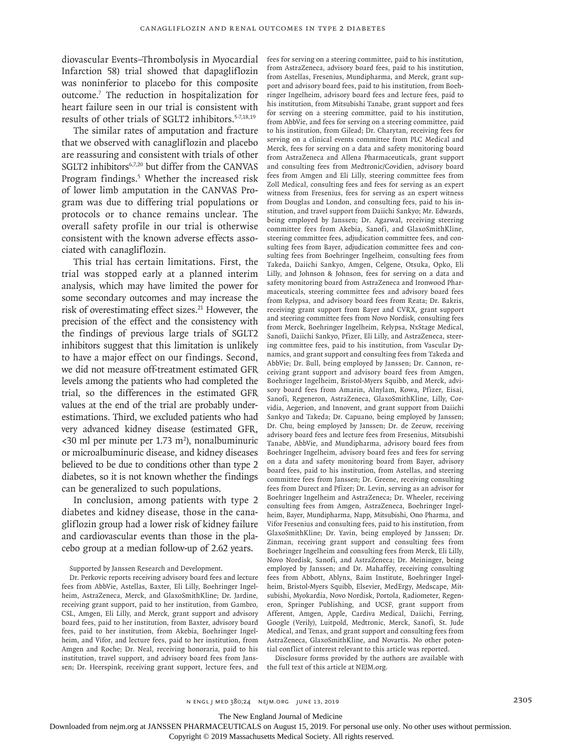diovascular Events–Thrombolysis in Myocardial Infarction 58) trial showed that dapagliflozin was noninferior to placebo for this composite outcome.[7] The reduction in hospitalization for heart failure seen in our trial is consistent with results of other trials of SGLT2 inhibitors.[5-7,18,19]

The similar rates of amputation and fracture that we observed with canagliflozin and placebo are reassuring and consistent with trials of other SGLT2 inhibitors[6,7,20] but differ from the CANVAS Program findings.[5] Whether the increased risk of lower limb amputation in the CANVAS Program was due to differing trial populations or protocols or to chance remains unclear. The overall safety profile in our trial is otherwise consistent with the known adverse effects associated with canagliflozin.

This trial has certain limitations. First, the trial was stopped early at a planned interim analysis, which may have limited the power for some secondary outcomes and may increase the risk of overestimating effect sizes.[21] However, the precision of the effect and the consistency with the findings of previous large trials of SGLT2 inhibitors suggest that this limitation is unlikely to have a major effect on our findings. Second, we did not measure off-treatment estimated GFR levels among the patients who had completed the trial, so the differences in the estimated GFR values at the end of the trial are probably underestimations. Third, we excluded patients who had very advanced kidney disease (estimated GFR, <30 ml per minute per 1.73 $m^2$), nonalbuminuric or microalbuminuric disease, and kidney diseases believed to be due to conditions other than type 2 diabetes, so it is not known whether the findings can be generalized to such populations.

In conclusion, among patients with type 2 diabetes and kidney disease, those in the canagliflozin group had a lower risk of kidney failure and cardiovascular events than those in the placebo group at a median follow-up of 2.62 years.

Supported by Janssen Research and Development.

Dr. Perkovic reports receiving advisory board fees and lecture fees from AbbVie, Astellas, Baxter, Eli Lilly, Boehringer Ingelheim, AstraZeneca, Merck, and GlaxoSmithKline; Dr. Jardine, receiving grant support, paid to her institution, from Gambro, CSL, Amgen, Eli Lilly, and Merck, grant support and advisory board fees, paid to her institution, from Baxter, advisory board fees, paid to her institution, from Akebia, Boehringer Ingelheim, and Vifor, and lecture fees, paid to her institution, from Amgen and Roche; Dr. Neal, receiving honoraria, paid to his institution, travel support, and advisory board fees from Janssen; Dr. Heerspink, receiving grant support, lecture fees, and fees for serving on a steering committee, paid to his institution, from AstraZeneca, advisory board fees, paid to his institution, from Astellas, Fresenius, Mundipharma, and Merck, grant support and advisory board fees, paid to his institution, from Boehringer Ingelheim, advisory board fees and lecture fees, paid to his institution, from Mitsubishi Tanabe, grant support and fees for serving on a steering committee, paid to his institution, from AbbVie, and fees for serving on a steering committee, paid to his institution, from Gilead; Dr. Charytan, receiving fees for serving on a clinical events committee from PLC Medical and Merck, fees for serving on a data and safety monitoring board from AstraZeneca and Allena Pharmaceuticals, grant support and consulting fees from Medtronic/Covidien, advisory board fees from Amgen and Eli Lilly, steering committee fees from Zoll Medical, consulting fees and fees for serving as an expert witness from Fresenius, fees for serving as an expert witness from Douglas and London, and consulting fees, paid to his institution, and travel support from Daiichi Sankyo; Mr. Edwards, being employed by Janssen; Dr. Agarwal, receiving steering committee fees from Akebia, Sanofi, and GlaxoSmithKline, steering committee fees, adjudication committee fees, and consulting fees from Bayer, adjudication committee fees and consulting fees from Boehringer Ingelheim, consulting fees from Takeda, Daiichi Sankyo, Amgen, Celgene, Otsuka, Opko, Eli Lilly, and Johnson & Johnson, fees for serving on a data and safety monitoring board from AstraZeneca and Ironwood Pharmaceuticals, steering committee fees and advisory board fees from Relypsa, and advisory board fees from Reata; Dr. Bakris, receiving grant support from Bayer and CVRX, grant support and steering committee fees from Novo Nordisk, consulting fees from Merck, Boehringer Ingelheim, Relypsa, NxStage Medical, Sanofi, Daiichi Sankyo, Pfizer, Eli Lilly, and AstraZeneca, steering committee fees, paid to his institution, from Vascular Dynamics, and grant support and consulting fees from Takeda and AbbVie; Dr. Bull, being employed by Janssen; Dr. Cannon, receiving grant support and advisory board fees from Amgen, Boehringer Ingelheim, Bristol-Myers Squibb, and Merck, advisory board fees from Amarin, Alnylam, Kowa, Pfizer, Eisai, Sanofi, Regeneron, AstraZeneca, GlaxoSmithKline, Lilly, Corvidia, Aegerion, and Innovent, and grant support from Daiichi Sankyo and Takeda; Dr. Capuano, being employed by Janssen; Dr. Chu, being employed by Janssen; Dr. de Zeeuw, receiving advisory board fees and lecture fees from Fresenius, Mitsubishi Tanabe, AbbVie, and Mundipharma, advisory board fees from Boehringer Ingelheim, advisory board fees and fees for serving on a data and safety monitoring board from Bayer, advisory board fees, paid to his institution, from Astellas, and steering committee fees from Janssen; Dr. Greene, receiving consulting fees from Durect and Pfizer; Dr. Levin, serving as an advisor for Boehringer Ingelheim and AstraZeneca; Dr. Wheeler, receiving consulting fees from Amgen, AstraZeneca, Boehringer Ingelheim, Bayer, Mundipharma, Napp, Mitsubishi, Ono Pharma, and Vifor Fresenius and consulting fees, paid to his institution, from GlaxoSmithKline; Dr. Yavin, being employed by Janssen; Dr. Zinman, receiving grant support and consulting fees from Boehringer Ingelheim and consulting fees from Merck, Eli Lilly, Novo Nordisk, Sanofi, and AstraZeneca; Dr. Meininger, being employed by Janssen; and Dr. Mahaffey, receiving consulting fees from Abbott, Ablynx, Baim Institute, Boehringer Ingelheim, Bristol-Myers Squibb, Elsevier, MedErgy, Medscape, Mitsubishi, Myokardia, Novo Nordisk, Portola, Radiometer, Regeneron, Springer Publishing, and UCSF, grant support from Afferent, Amgen, Apple, Cardiva Medical, Daiichi, Ferring, Google (Verily), Luitpold, Medtronic, Merck, Sanofi, St. Jude Medical, and Tenax, and grant support and consulting fees from AstraZeneca, GlaxoSmithKline, and Novartis. No other potential conflict of interest relevant to this article was reported.

Disclosure forms provided by the authors are available with the full text of this article at NEJM.org.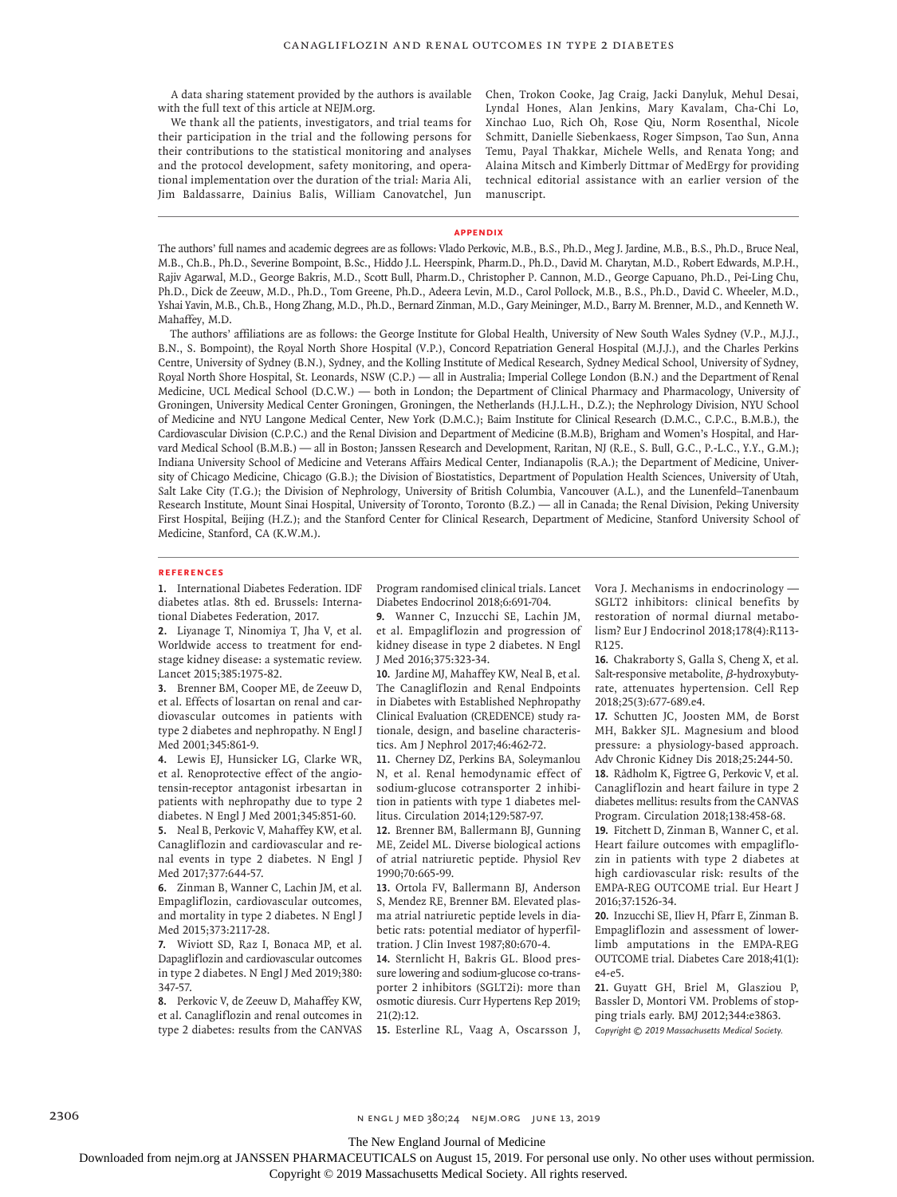A data sharing statement provided by the authors is available with the full text of this article at NEJM.org.

We thank all the patients, investigators, and trial teams for their participation in the trial and the following persons for their contributions to the statistical monitoring and analyses and the protocol development, safety monitoring, and operational implementation over the duration of the trial: Maria Ali, Jim Baldassarre, Dainius Balis, William Canovatchel, Jun Chen, Trokon Cooke, Jag Craig, Jacki Danyluk, Mehul Desai, Lyndal Hones, Alan Jenkins, Mary Kavalam, Cha-Chi Lo, Xinchao Luo, Rich Oh, Rose Qiu, Norm Rosenthal, Nicole Schmitt, Danielle Siebenkaess, Roger Simpson, Tao Sun, Anna Temu, Payal Thakkar, Michele Wells, and Renata Yong; and Alaina Mitsch and Kimberly Dittmar of MedErgy for providing technical editorial assistance with an earlier version of the manuscript.

## Appendix

The authors' full names and academic degrees are as follows: Vlado Perkovic, M.B., B.S., Ph.D., Meg J. Jardine, M.B., B.S., Ph.D., Bruce Neal, M.B., Ch.B., Ph.D., Severine Bompoint, B.Sc., Hiddo J.L. Heerspink, Pharm.D., Ph.D., David M. Charytan, M.D., Robert Edwards, M.P.H., Rajiv Agarwal, M.D., George Bakris, M.D., Scott Bull, Pharm.D., Christopher P. Cannon, M.D., George Capuano, Ph.D., Pei-Ling Chu, Ph.D., Dick de Zeeuw, M.D., Ph.D., Tom Greene, Ph.D., Adeera Levin, M.D., Carol Pollock, M.B., B.S., Ph.D., David C. Wheeler, M.D., Yshai Yavin, M.B., Ch.B., Hong Zhang, M.D., Ph.D., Bernard Zinman, M.D., Gary Meininger, M.D., Barry M. Brenner, M.D., and Kenneth W. Mahaffey, M.D.

The authors' affiliations are as follows: the George Institute for Global Health, University of New South Wales Sydney (V.P., M.J.J., B.N., S. Bompoint), the Royal North Shore Hospital (V.P.), Concord Repatriation General Hospital (M.J.J.), and the Charles Perkins Centre, University of Sydney (B.N.), Sydney, and the Kolling Institute of Medical Research, Sydney Medical School, University of Sydney, Royal North Shore Hospital, St. Leonards, NSW (C.P.) — all in Australia; Imperial College London (B.N.) and the Department of Renal Medicine, UCL Medical School (D.C.W.) — both in London; the Department of Clinical Pharmacy and Pharmacology, University of Groningen, University Medical Center Groningen, Groningen, the Netherlands (H.J.L.H., D.Z.); the Nephrology Division, NYU School of Medicine and NYU Langone Medical Center, New York (D.M.C.); Baim Institute for Clinical Research (D.M.C., C.P.C., B.M.B.), the Cardiovascular Division (C.P.C.) and the Renal Division and Department of Medicine (B.M.B), Brigham and Women's Hospital, and Harvard Medical School (B.M.B.) — all in Boston; Janssen Research and Development, Raritan, NJ (R.E., S. Bull, G.C., P.-L.C., Y.Y., G.M.); Indiana University School of Medicine and Veterans Affairs Medical Center, Indianapolis (R.A.); the Department of Medicine, University of Chicago Medicine, Chicago (G.B.); the Division of Biostatistics, Department of Population Health Sciences, University of Utah, Salt Lake City (T.G.); the Division of Nephrology, University of British Columbia, Vancouver (A.L.), and the Lunenfeld–Tanenbaum Research Institute, Mount Sinai Hospital, University of Toronto, Toronto (B.Z.) — all in Canada; the Renal Division, Peking University First Hospital, Beijing (H.Z.); and the Stanford Center for Clinical Research, Department of Medicine, Stanford University School of Medicine, Stanford, CA (K.W.M.).

## References

1. International Diabetes Federation. IDF diabetes atlas. 8th ed. Brussels: International Diabetes Federation, 2017.
2. Liyanage T, Ninomiya T, Jha V, et al. Worldwide access to treatment for end-stage kidney disease: a systematic review. Lancet 2015;385:1975-82.
3. Brenner BM, Cooper ME, de Zeeuw D, et al. Effects of losartan on renal and cardiovascular outcomes in patients with type 2 diabetes and nephropathy. N Engl J Med 2001;345:861-9.
4. Lewis EJ, Hunsicker LG, Clarke WR, et al. Renoprotective effect of the angiotensin-receptor antagonist irbesartan in patients with nephropathy due to type 2 diabetes. N Engl J Med 2001;345:851-60.
5. Neal B, Perkovic V, Mahaffey KW, et al. Canagliflozin and cardiovascular and renal events in type 2 diabetes. N Engl J Med 2017;377:644-57.
6. Zinman B, Wanner C, Lachin JM, et al. Empagliflozin, cardiovascular outcomes, and mortality in type 2 diabetes. N Engl J Med 2015;373:2117-28.
7. Wiviott SD, Raz I, Bonaca MP, et al. Dapagliflozin and cardiovascular outcomes in type 2 diabetes. N Engl J Med 2019;380:347-57.
8. Perkovic V, de Zeeuw D, Mahaffey KW, et al. Canagliflozin and renal outcomes in type 2 diabetes: results from the CANVAS Program randomised clinical trials. Lancet Diabetes Endocrinol 2018;6:691-704.
9. Wanner C, Inzucchi SE, Lachin JM, et al. Empagliflozin and progression of kidney disease in type 2 diabetes. N Engl J Med 2016;375:323-34.
10. Jardine MJ, Mahaffey KW, Neal B, et al. The Canagliflozin and Renal Endpoints in Diabetes with Established Nephropathy Clinical Evaluation (CREDENCE) study rationale, design, and baseline characteristics. Am J Nephrol 2017;46:462-72.
11. Cherney DZ, Perkins BA, Soleymanlou N, et al. Renal hemodynamic effect of sodium-glucose cotransporter 2 inhibition in patients with type 1 diabetes mellitus. Circulation 2014;129:587-97.
12. Brenner BM, Ballermann BJ, Gunning ME, Zeidel ML. Diverse biological actions of atrial natriuretic peptide. Physiol Rev 1990;70:665-99.
13. Ortola FV, Ballermann BJ, Anderson S, Mendez RE, Brenner BM. Elevated plasma atrial natriuretic peptide levels in diabetic rats: potential mediator of hyperfiltration. J Clin Invest 1987;80:670-4.
14. Sternlicht H, Bakris GL. Blood pressure lowering and sodium-glucose co-transporter 2 inhibitors (SGLT2i): more than osmotic diuresis. Curr Hypertens Rep 2019;21(2):12.
15. Esterline RL, Vaag A, Oscarsson J, Vora J. Mechanisms in endocrinology — SGLT2 inhibitors: clinical benefits by restoration of normal diurnal metabolism? Eur J Endocrinol 2018;178(4):R113-R125.
16. Chakraborty S, Galla S, Cheng X, et al. Salt-responsive metabolite, β-hydroxybutyrate, attenuates hypertension. Cell Rep 2018;25(3):677-689.e4.
17. Schutten JC, Joosten MM, de Borst MH, Bakker SJL. Magnesium and blood pressure: a physiology-based approach. Adv Chronic Kidney Dis 2018;25:244-50.
18. Rådholm K, Figtree G, Perkovic V, et al. Canagliflozin and heart failure in type 2 diabetes mellitus: results from the CANVAS Program. Circulation 2018;138:458-68.
19. Fitchett D, Zinman B, Wanner C, et al. Heart failure outcomes with empagliflozin in patients with type 2 diabetes at high cardiovascular risk: results of the EMPA-REG OUTCOME trial. Eur Heart J 2016;37:1526-34.
20. Inzucchi SE, Iliev H, Pfarr E, Zinman B. Empagliflozin and assessment of lower-limb amputations in the EMPA-REG OUTCOME trial. Diabetes Care 2018;41(1):e4-e5.
21. Guyatt GH, Briel M, Glasziou P, Bassler D, Montori VM. Problems of stopping trials early. BMJ 2012;344:e3863.

*Copyright © 2019 Massachusetts Medical Society.*